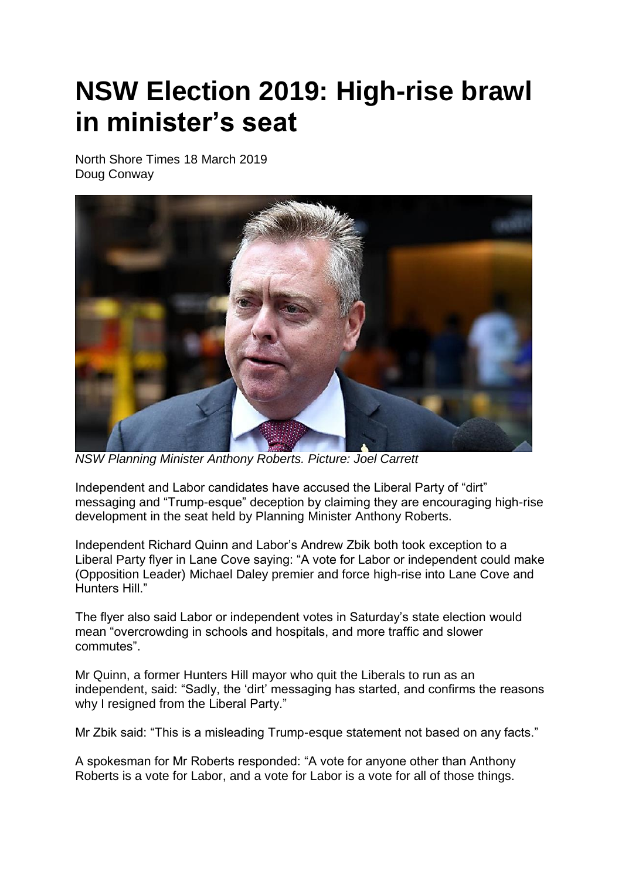# NSW Election 2019: High-rise brawl in minister's seat

North Shore Times 18 March 2019
Doug Conway

*NSW Planning Minister Anthony Roberts. Picture: Joel Carrett*

Independent and Labor candidates have accused the Liberal Party of "dirt" messaging and "Trump-esque" deception by claiming they are encouraging high-rise development in the seat held by Planning Minister Anthony Roberts.

Independent Richard Quinn and Labor's Andrew Zbik both took exception to a Liberal Party flyer in Lane Cove saying: "A vote for Labor or independent could make (Opposition Leader) Michael Daley premier and force high-rise into Lane Cove and Hunters Hill."

The flyer also said Labor or independent votes in Saturday's state election would mean "overcrowding in schools and hospitals, and more traffic and slower commutes".

Mr Quinn, a former Hunters Hill mayor who quit the Liberals to run as an independent, said: "Sadly, the 'dirt' messaging has started, and confirms the reasons why I resigned from the Liberal Party."

Mr Zbik said: "This is a misleading Trump-esque statement not based on any facts."

A spokesman for Mr Roberts responded: "A vote for anyone other than Anthony Roberts is a vote for Labor, and a vote for Labor is a vote for all of those things.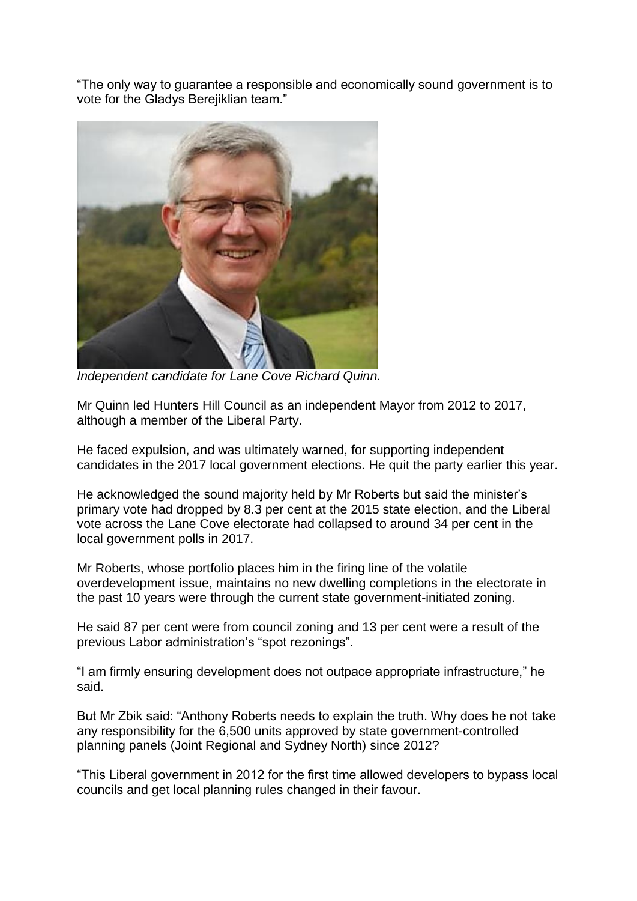"The only way to guarantee a responsible and economically sound government is to vote for the Gladys Berejiklian team."

*Independent candidate for Lane Cove Richard Quinn.*

Mr Quinn led Hunters Hill Council as an independent Mayor from 2012 to 2017, although a member of the Liberal Party.

He faced expulsion, and was ultimately warned, for supporting independent candidates in the 2017 local government elections. He quit the party earlier this year.

He acknowledged the sound majority held by Mr Roberts but said the minister's primary vote had dropped by 8.3 per cent at the 2015 state election, and the Liberal vote across the Lane Cove electorate had collapsed to around 34 per cent in the local government polls in 2017.

Mr Roberts, whose portfolio places him in the firing line of the volatile overdevelopment issue, maintains no new dwelling completions in the electorate in the past 10 years were through the current state government-initiated zoning.

He said 87 per cent were from council zoning and 13 per cent were a result of the previous Labor administration's "spot rezonings".

"I am firmly ensuring development does not outpace appropriate infrastructure," he said.

But Mr Zbik said: "Anthony Roberts needs to explain the truth. Why does he not take any responsibility for the 6,500 units approved by state government-controlled planning panels (Joint Regional and Sydney North) since 2012?

"This Liberal government in 2012 for the first time allowed developers to bypass local councils and get local planning rules changed in their favour.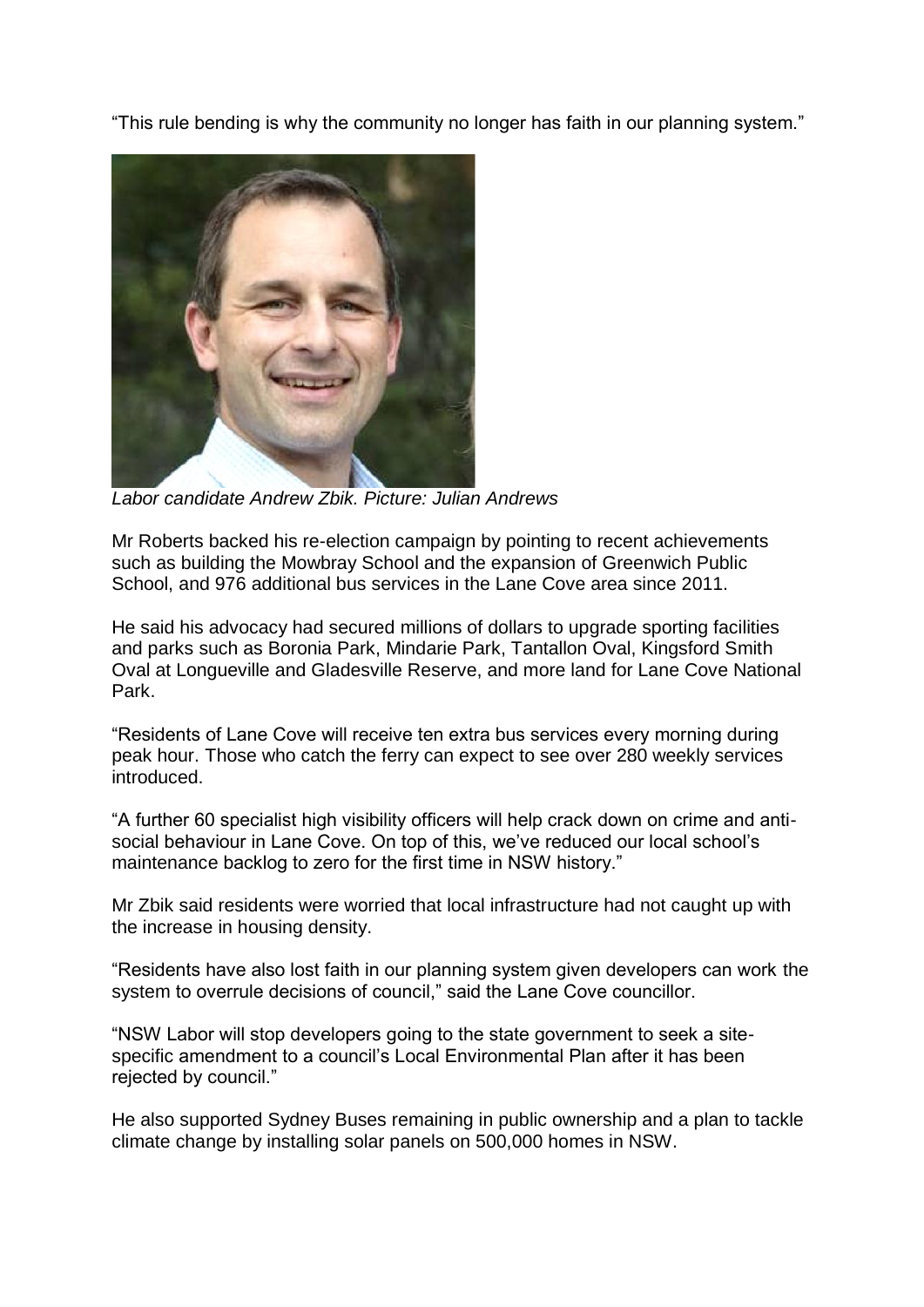"This rule bending is why the community no longer has faith in our planning system."

*Labor candidate Andrew Zbik. Picture: Julian Andrews*

Mr Roberts backed his re-election campaign by pointing to recent achievements such as building the Mowbray School and the expansion of Greenwich Public School, and 976 additional bus services in the Lane Cove area since 2011.

He said his advocacy had secured millions of dollars to upgrade sporting facilities and parks such as Boronia Park, Mindarie Park, Tantallon Oval, Kingsford Smith Oval at Longueville and Gladesville Reserve, and more land for Lane Cove National Park.

"Residents of Lane Cove will receive ten extra bus services every morning during peak hour. Those who catch the ferry can expect to see over 280 weekly services introduced.

"A further 60 specialist high visibility officers will help crack down on crime and anti-social behaviour in Lane Cove. On top of this, we've reduced our local school's maintenance backlog to zero for the first time in NSW history."

Mr Zbik said residents were worried that local infrastructure had not caught up with the increase in housing density.

"Residents have also lost faith in our planning system given developers can work the system to overrule decisions of council," said the Lane Cove councillor.

"NSW Labor will stop developers going to the state government to seek a site-specific amendment to a council's Local Environmental Plan after it has been rejected by council."

He also supported Sydney Buses remaining in public ownership and a plan to tackle climate change by installing solar panels on 500,000 homes in NSW.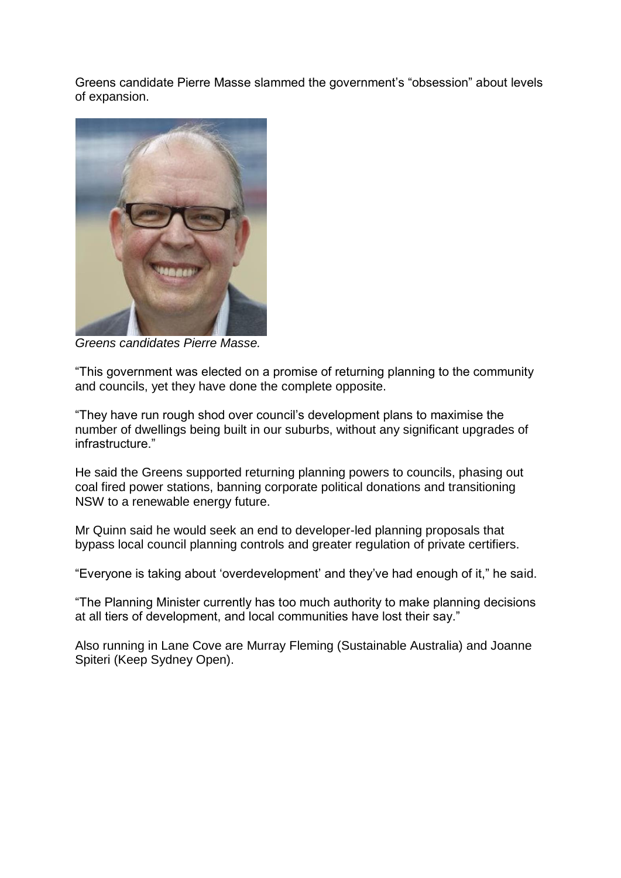Greens candidate Pierre Masse slammed the government's "obsession" about levels of expansion.

*Greens candidates Pierre Masse.*

"This government was elected on a promise of returning planning to the community and councils, yet they have done the complete opposite.

"They have run rough shod over council's development plans to maximise the number of dwellings being built in our suburbs, without any significant upgrades of infrastructure."

He said the Greens supported returning planning powers to councils, phasing out coal fired power stations, banning corporate political donations and transitioning NSW to a renewable energy future.

Mr Quinn said he would seek an end to developer-led planning proposals that bypass local council planning controls and greater regulation of private certifiers.

"Everyone is taking about 'overdevelopment' and they've had enough of it," he said.

"The Planning Minister currently has too much authority to make planning decisions at all tiers of development, and local communities have lost their say."

Also running in Lane Cove are Murray Fleming (Sustainable Australia) and Joanne Spiteri (Keep Sydney Open).